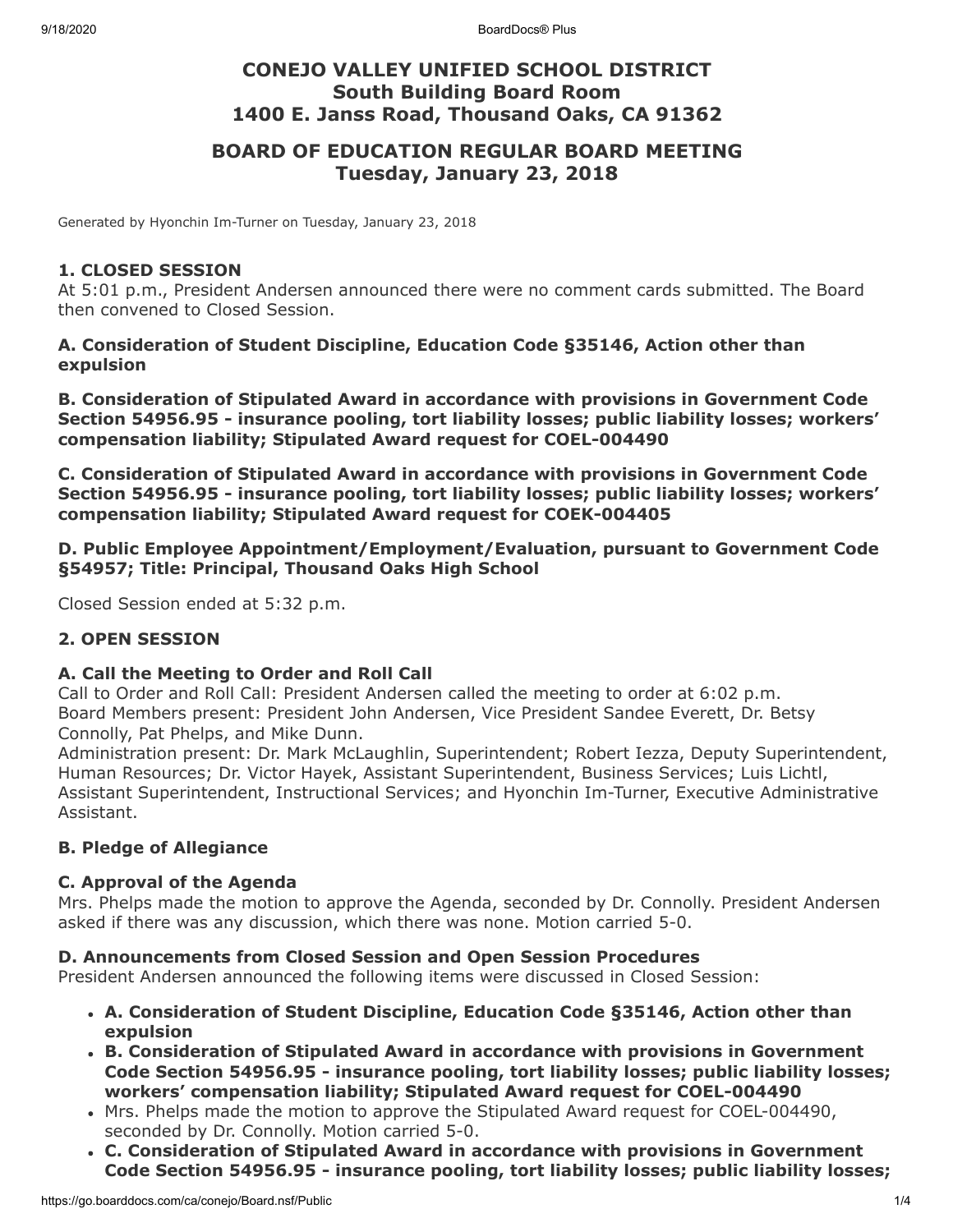# CONEJO VALLEY UNIFIED SCHOOL DISTRICT
# South Building Board Room
# 1400 E. Janss Road, Thousand Oaks, CA 91362

## BOARD OF EDUCATION REGULAR BOARD MEETING
## Tuesday, January 23, 2018

Generated by Hyonchin Im-Turner on Tuesday, January 23, 2018

### 1. CLOSED SESSION

At 5:01 p.m., President Andersen announced there were no comment cards submitted. The Board then convened to Closed Session.

**A. Consideration of Student Discipline, Education Code §35146, Action other than expulsion**

**B. Consideration of Stipulated Award in accordance with provisions in Government Code Section 54956.95 - insurance pooling, tort liability losses; public liability losses; workers' compensation liability; Stipulated Award request for COEL-004490**

**C. Consideration of Stipulated Award in accordance with provisions in Government Code Section 54956.95 - insurance pooling, tort liability losses; public liability losses; workers' compensation liability; Stipulated Award request for COEK-004405**

**D. Public Employee Appointment/Employment/Evaluation, pursuant to Government Code §54957; Title: Principal, Thousand Oaks High School**

Closed Session ended at 5:32 p.m.

### 2. OPEN SESSION

**A. Call the Meeting to Order and Roll Call**

Call to Order and Roll Call: President Andersen called the meeting to order at 6:02 p.m.
Board Members present: President John Andersen, Vice President Sandee Everett, Dr. Betsy Connolly, Pat Phelps, and Mike Dunn.
Administration present: Dr. Mark McLaughlin, Superintendent; Robert Iezza, Deputy Superintendent, Human Resources; Dr. Victor Hayek, Assistant Superintendent, Business Services; Luis Lichtl, Assistant Superintendent, Instructional Services; and Hyonchin Im-Turner, Executive Administrative Assistant.

**B. Pledge of Allegiance**

**C. Approval of the Agenda**

Mrs. Phelps made the motion to approve the Agenda, seconded by Dr. Connolly. President Andersen asked if there was any discussion, which there was none. Motion carried 5-0.

**D. Announcements from Closed Session and Open Session Procedures**

President Andersen announced the following items were discussed in Closed Session:

- **A. Consideration of Student Discipline, Education Code §35146, Action other than expulsion**
- **B. Consideration of Stipulated Award in accordance with provisions in Government Code Section 54956.95 - insurance pooling, tort liability losses; public liability losses; workers' compensation liability; Stipulated Award request for COEL-004490**
- Mrs. Phelps made the motion to approve the Stipulated Award request for COEL-004490, seconded by Dr. Connolly. Motion carried 5-0.
- **C. Consideration of Stipulated Award in accordance with provisions in Government Code Section 54956.95 - insurance pooling, tort liability losses; public liability losses;**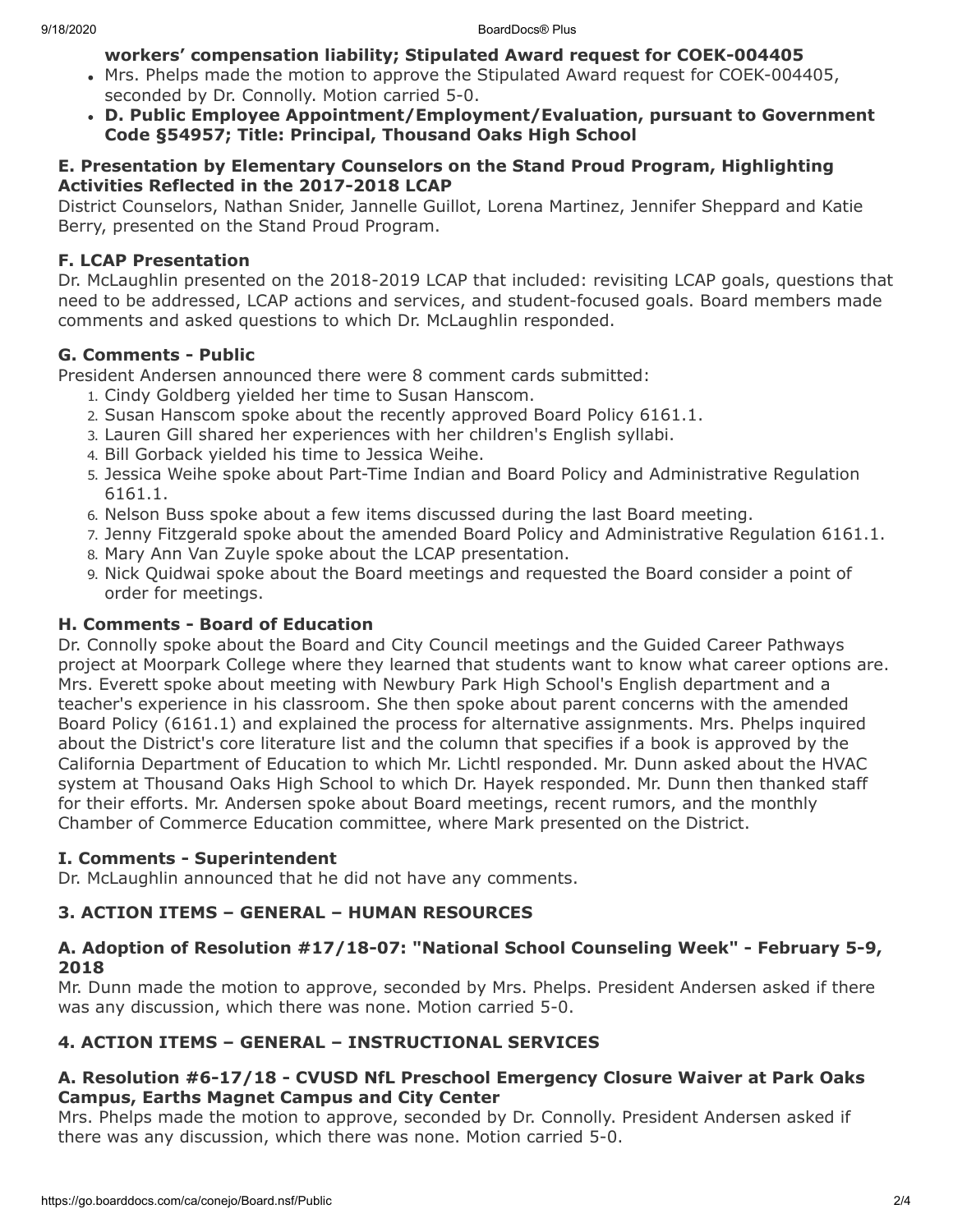- **workers' compensation liability; Stipulated Award request for COEK-004405**
- Mrs. Phelps made the motion to approve the Stipulated Award request for COEK-004405, seconded by Dr. Connolly. Motion carried 5-0.
- **D. Public Employee Appointment/Employment/Evaluation, pursuant to Government Code §54957; Title: Principal, Thousand Oaks High School**

### E. Presentation by Elementary Counselors on the Stand Proud Program, Highlighting Activities Reflected in the 2017-2018 LCAP

District Counselors, Nathan Snider, Jannelle Guillot, Lorena Martinez, Jennifer Sheppard and Katie Berry, presented on the Stand Proud Program.

### F. LCAP Presentation

Dr. McLaughlin presented on the 2018-2019 LCAP that included: revisiting LCAP goals, questions that need to be addressed, LCAP actions and services, and student-focused goals. Board members made comments and asked questions to which Dr. McLaughlin responded.

### G. Comments - Public

President Andersen announced there were 8 comment cards submitted:

1. Cindy Goldberg yielded her time to Susan Hanscom.
2. Susan Hanscom spoke about the recently approved Board Policy 6161.1.
3. Lauren Gill shared her experiences with her children's English syllabi.
4. Bill Gorback yielded his time to Jessica Weihe.
5. Jessica Weihe spoke about Part-Time Indian and Board Policy and Administrative Regulation 6161.1.
6. Nelson Buss spoke about a few items discussed during the last Board meeting.
7. Jenny Fitzgerald spoke about the amended Board Policy and Administrative Regulation 6161.1.
8. Mary Ann Van Zuyle spoke about the LCAP presentation.
9. Nick Quidwai spoke about the Board meetings and requested the Board consider a point of order for meetings.

### H. Comments - Board of Education

Dr. Connolly spoke about the Board and City Council meetings and the Guided Career Pathways project at Moorpark College where they learned that students want to know what career options are. Mrs. Everett spoke about meeting with Newbury Park High School's English department and a teacher's experience in his classroom. She then spoke about parent concerns with the amended Board Policy (6161.1) and explained the process for alternative assignments. Mrs. Phelps inquired about the District's core literature list and the column that specifies if a book is approved by the California Department of Education to which Mr. Lichtl responded. Mr. Dunn asked about the HVAC system at Thousand Oaks High School to which Dr. Hayek responded. Mr. Dunn then thanked staff for their efforts. Mr. Andersen spoke about Board meetings, recent rumors, and the monthly Chamber of Commerce Education committee, where Mark presented on the District.

### I. Comments - Superintendent

Dr. McLaughlin announced that he did not have any comments.

## 3. ACTION ITEMS – GENERAL – HUMAN RESOURCES

### A. Adoption of Resolution #17/18-07: "National School Counseling Week" - February 5-9, 2018

Mr. Dunn made the motion to approve, seconded by Mrs. Phelps. President Andersen asked if there was any discussion, which there was none. Motion carried 5-0.

## 4. ACTION ITEMS – GENERAL – INSTRUCTIONAL SERVICES

### A. Resolution #6-17/18 - CVUSD NfL Preschool Emergency Closure Waiver at Park Oaks Campus, Earths Magnet Campus and City Center

Mrs. Phelps made the motion to approve, seconded by Dr. Connolly. President Andersen asked if there was any discussion, which there was none. Motion carried 5-0.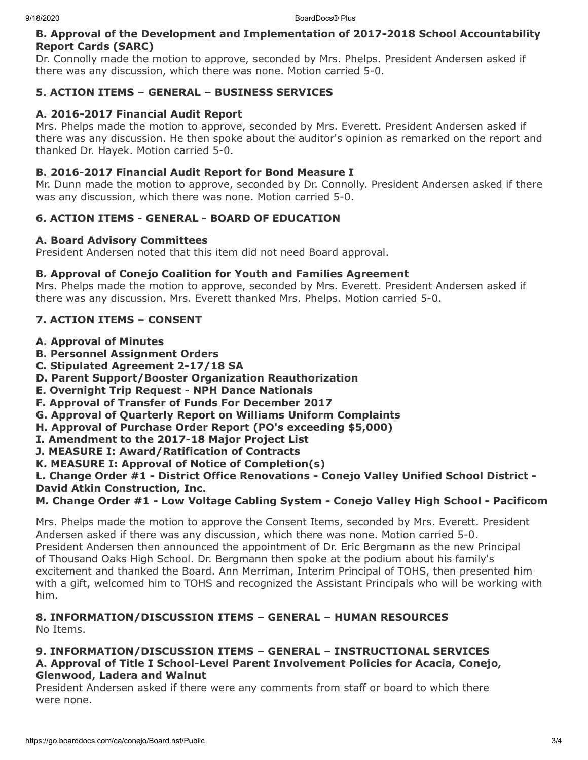**B. Approval of the Development and Implementation of 2017-2018 School Accountability Report Cards (SARC)**

Dr. Connolly made the motion to approve, seconded by Mrs. Phelps. President Andersen asked if there was any discussion, which there was none. Motion carried 5-0.

**5. ACTION ITEMS – GENERAL – BUSINESS SERVICES**

**A. 2016-2017 Financial Audit Report**

Mrs. Phelps made the motion to approve, seconded by Mrs. Everett. President Andersen asked if there was any discussion. He then spoke about the auditor's opinion as remarked on the report and thanked Dr. Hayek. Motion carried 5-0.

**B. 2016-2017 Financial Audit Report for Bond Measure I**

Mr. Dunn made the motion to approve, seconded by Dr. Connolly. President Andersen asked if there was any discussion, which there was none. Motion carried 5-0.

**6. ACTION ITEMS - GENERAL - BOARD OF EDUCATION**

**A. Board Advisory Committees**

President Andersen noted that this item did not need Board approval.

**B. Approval of Conejo Coalition for Youth and Families Agreement**

Mrs. Phelps made the motion to approve, seconded by Mrs. Everett. President Andersen asked if there was any discussion. Mrs. Everett thanked Mrs. Phelps. Motion carried 5-0.

**7. ACTION ITEMS – CONSENT**

**A. Approval of Minutes**
**B. Personnel Assignment Orders**
**C. Stipulated Agreement 2-17/18 SA**
**D. Parent Support/Booster Organization Reauthorization**
**E. Overnight Trip Request - NPH Dance Nationals**
**F. Approval of Transfer of Funds For December 2017**
**G. Approval of Quarterly Report on Williams Uniform Complaints**
**H. Approval of Purchase Order Report (PO's exceeding $5,000)**
**I. Amendment to the 2017-18 Major Project List**
**J. MEASURE I: Award/Ratification of Contracts**
**K. MEASURE I: Approval of Notice of Completion(s)**
**L. Change Order #1 - District Office Renovations - Conejo Valley Unified School District - David Atkin Construction, Inc.**
**M. Change Order #1 - Low Voltage Cabling System - Conejo Valley High School - Pacificom**

Mrs. Phelps made the motion to approve the Consent Items, seconded by Mrs. Everett. President Andersen asked if there was any discussion, which there was none. Motion carried 5-0. President Andersen then announced the appointment of Dr. Eric Bergmann as the new Principal of Thousand Oaks High School. Dr. Bergmann then spoke at the podium about his family's excitement and thanked the Board. Ann Merriman, Interim Principal of TOHS, then presented him with a gift, welcomed him to TOHS and recognized the Assistant Principals who will be working with him.

**8. INFORMATION/DISCUSSION ITEMS – GENERAL – HUMAN RESOURCES**

No Items.

**9. INFORMATION/DISCUSSION ITEMS – GENERAL – INSTRUCTIONAL SERVICES**

**A. Approval of Title I School-Level Parent Involvement Policies for Acacia, Conejo, Glenwood, Ladera and Walnut**

President Andersen asked if there were any comments from staff or board to which there were none.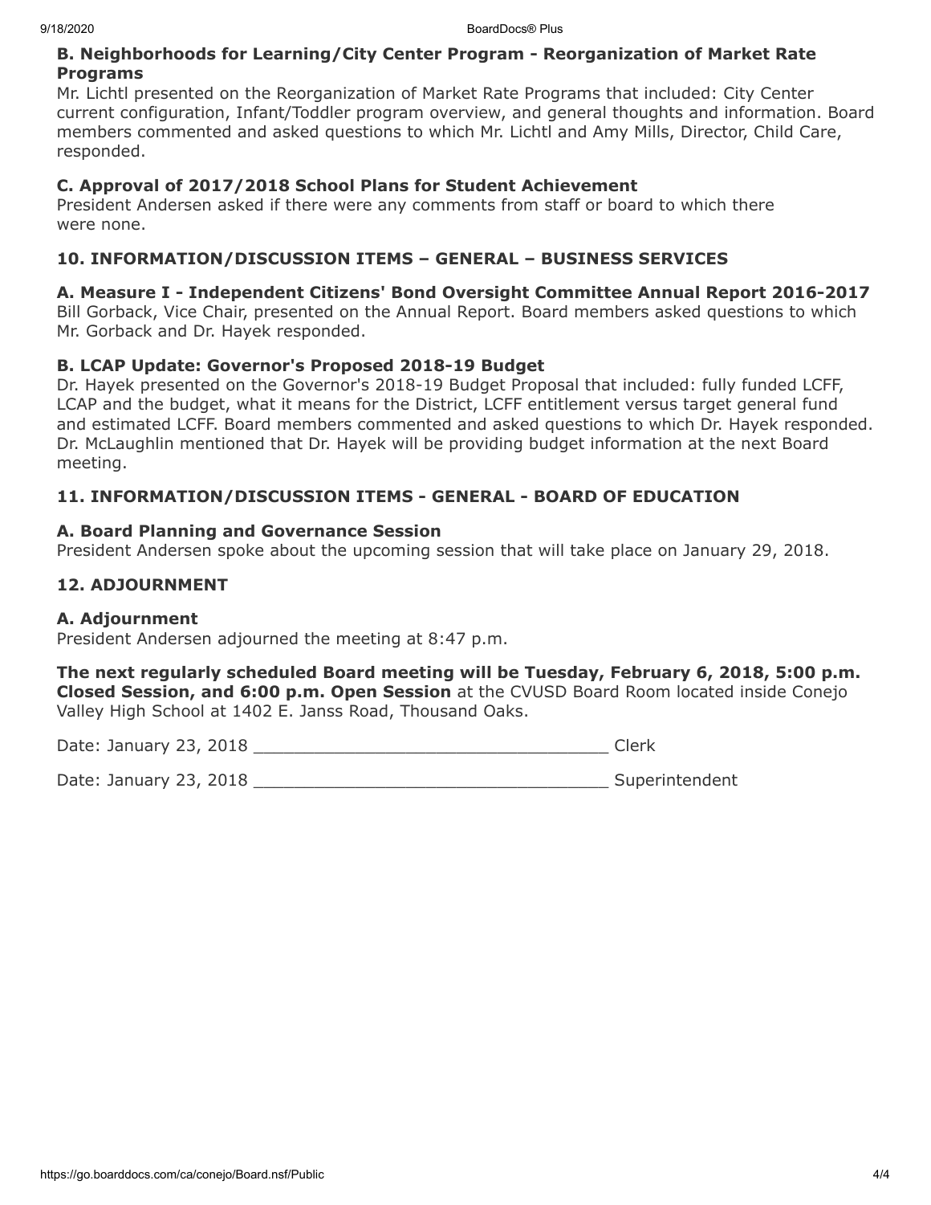### B. Neighborhoods for Learning/City Center Program - Reorganization of Market Rate Programs

Mr. Lichtl presented on the Reorganization of Market Rate Programs that included: City Center current configuration, Infant/Toddler program overview, and general thoughts and information. Board members commented and asked questions to which Mr. Lichtl and Amy Mills, Director, Child Care, responded.

### C. Approval of 2017/2018 School Plans for Student Achievement

President Andersen asked if there were any comments from staff or board to which there were none.

## 10. INFORMATION/DISCUSSION ITEMS – GENERAL – BUSINESS SERVICES

### A. Measure I - Independent Citizens' Bond Oversight Committee Annual Report 2016-2017

Bill Gorback, Vice Chair, presented on the Annual Report. Board members asked questions to which Mr. Gorback and Dr. Hayek responded.

### B. LCAP Update: Governor's Proposed 2018-19 Budget

Dr. Hayek presented on the Governor's 2018-19 Budget Proposal that included: fully funded LCFF, LCAP and the budget, what it means for the District, LCFF entitlement versus target general fund and estimated LCFF. Board members commented and asked questions to which Dr. Hayek responded. Dr. McLaughlin mentioned that Dr. Hayek will be providing budget information at the next Board meeting.

## 11. INFORMATION/DISCUSSION ITEMS - GENERAL - BOARD OF EDUCATION

### A. Board Planning and Governance Session

President Andersen spoke about the upcoming session that will take place on January 29, 2018.

## 12. ADJOURNMENT

### A. Adjournment

President Andersen adjourned the meeting at 8:47 p.m.

**The next regularly scheduled Board meeting will be Tuesday, February 6, 2018, 5:00 p.m. Closed Session, and 6:00 p.m. Open Session** at the CVUSD Board Room located inside Conejo Valley High School at 1402 E. Janss Road, Thousand Oaks.

Date: January 23, 2018 ___________________________________ Clerk

Date: January 23, 2018 ___________________________________ Superintendent